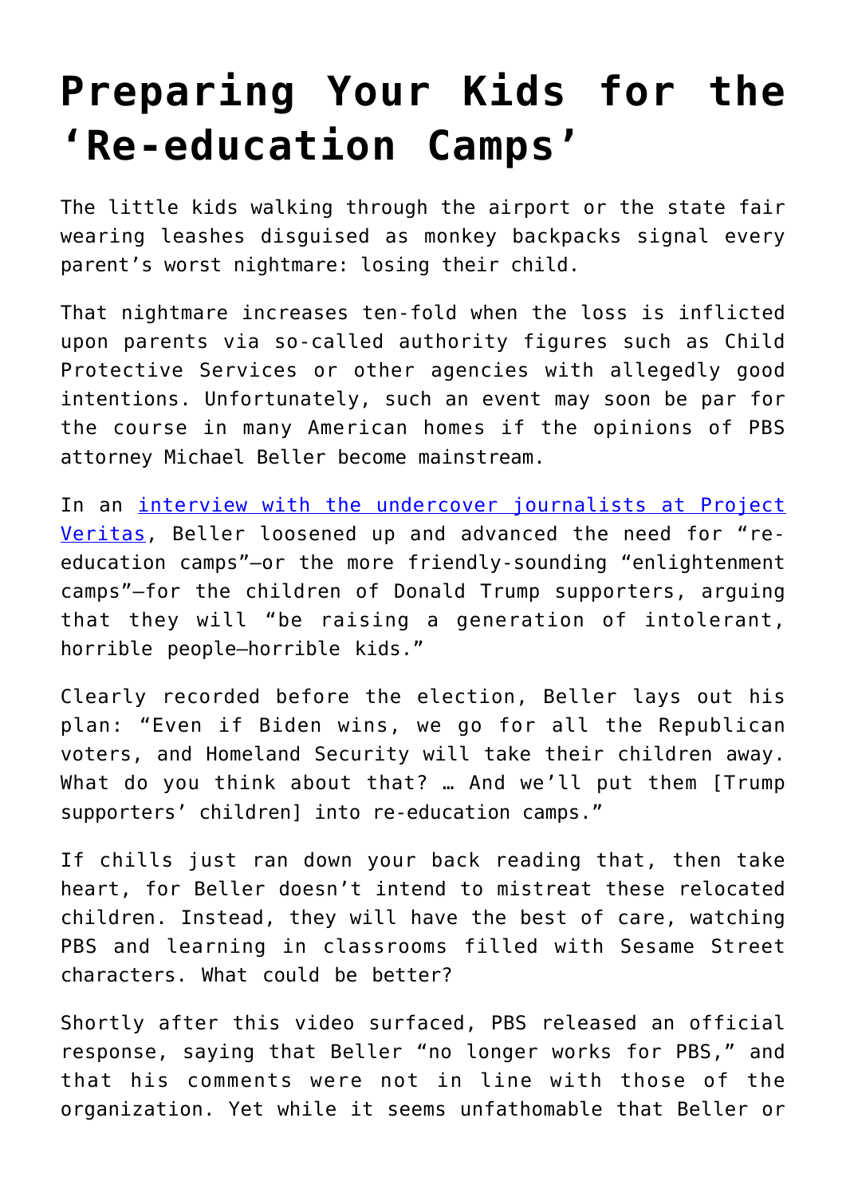# Preparing Your Kids for the 'Re-education Camps'

The little kids walking through the airport or the state fair wearing leashes disguised as monkey backpacks signal every parent's worst nightmare: losing their child.

That nightmare increases ten-fold when the loss is inflicted upon parents via so-called authority figures such as Child Protective Services or other agencies with allegedly good intentions. Unfortunately, such an event may soon be par for the course in many American homes if the opinions of PBS attorney Michael Beller become mainstream.

In an interview with the undercover journalists at Project Veritas, Beller loosened up and advanced the need for "re-education camps"—or the more friendly-sounding "enlightenment camps"—for the children of Donald Trump supporters, arguing that they will "be raising a generation of intolerant, horrible people—horrible kids."

Clearly recorded before the election, Beller lays out his plan: "Even if Biden wins, we go for all the Republican voters, and Homeland Security will take their children away. What do you think about that? … And we'll put them [Trump supporters' children] into re-education camps."

If chills just ran down your back reading that, then take heart, for Beller doesn't intend to mistreat these relocated children. Instead, they will have the best of care, watching PBS and learning in classrooms filled with Sesame Street characters. What could be better?

Shortly after this video surfaced, PBS released an official response, saying that Beller "no longer works for PBS," and that his comments were not in line with those of the organization. Yet while it seems unfathomable that Beller or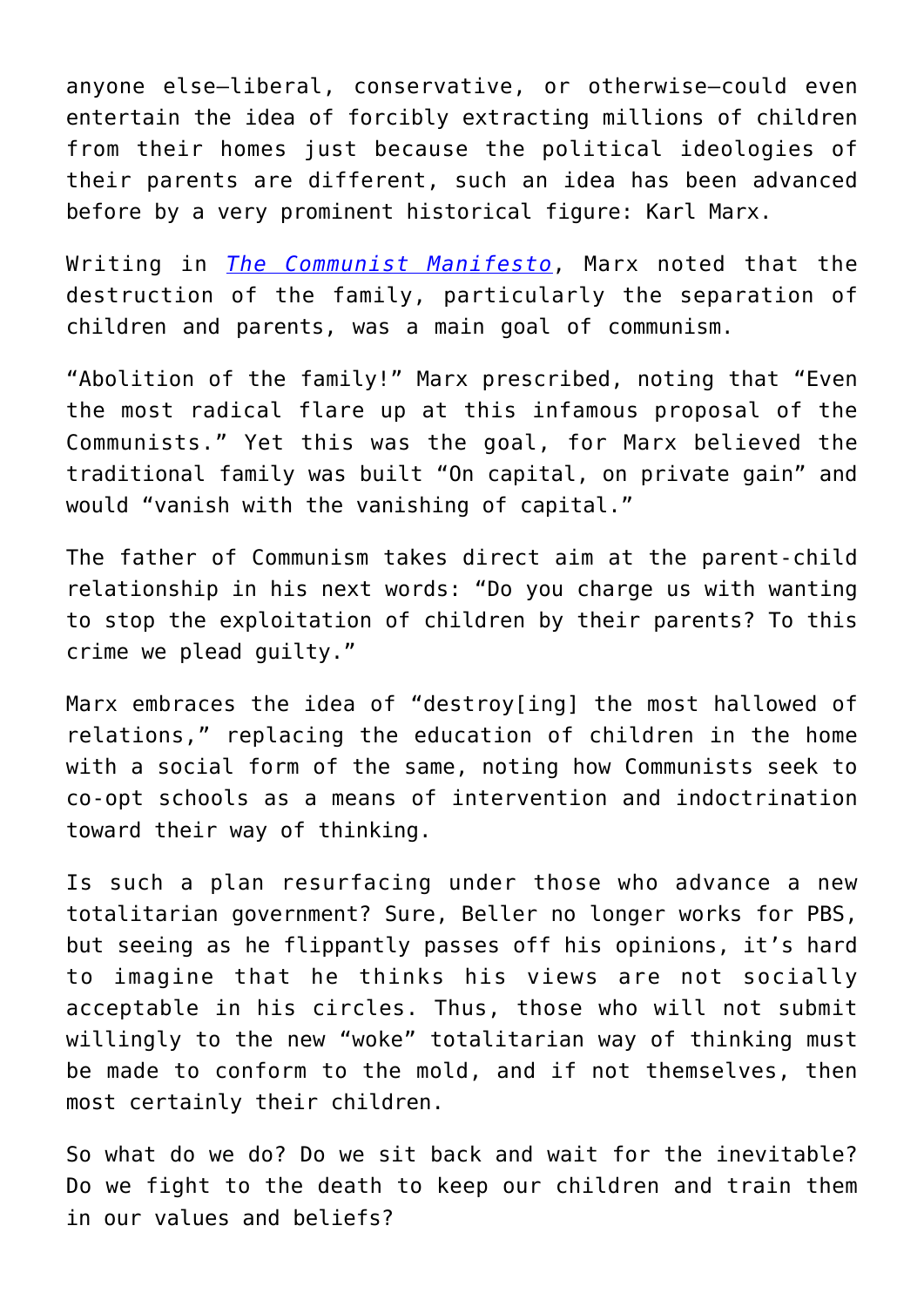anyone else—liberal, conservative, or otherwise—could even entertain the idea of forcibly extracting millions of children from their homes just because the political ideologies of their parents are different, such an idea has been advanced before by a very prominent historical figure: Karl Marx.

Writing in *The Communist Manifesto*, Marx noted that the destruction of the family, particularly the separation of children and parents, was a main goal of communism.

"Abolition of the family!" Marx prescribed, noting that "Even the most radical flare up at this infamous proposal of the Communists." Yet this was the goal, for Marx believed the traditional family was built "On capital, on private gain" and would "vanish with the vanishing of capital."

The father of Communism takes direct aim at the parent-child relationship in his next words: "Do you charge us with wanting to stop the exploitation of children by their parents? To this crime we plead guilty."

Marx embraces the idea of "destroy[ing] the most hallowed of relations," replacing the education of children in the home with a social form of the same, noting how Communists seek to co-opt schools as a means of intervention and indoctrination toward their way of thinking.

Is such a plan resurfacing under those who advance a new totalitarian government? Sure, Beller no longer works for PBS, but seeing as he flippantly passes off his opinions, it's hard to imagine that he thinks his views are not socially acceptable in his circles. Thus, those who will not submit willingly to the new "woke" totalitarian way of thinking must be made to conform to the mold, and if not themselves, then most certainly their children.

So what do we do? Do we sit back and wait for the inevitable? Do we fight to the death to keep our children and train them in our values and beliefs?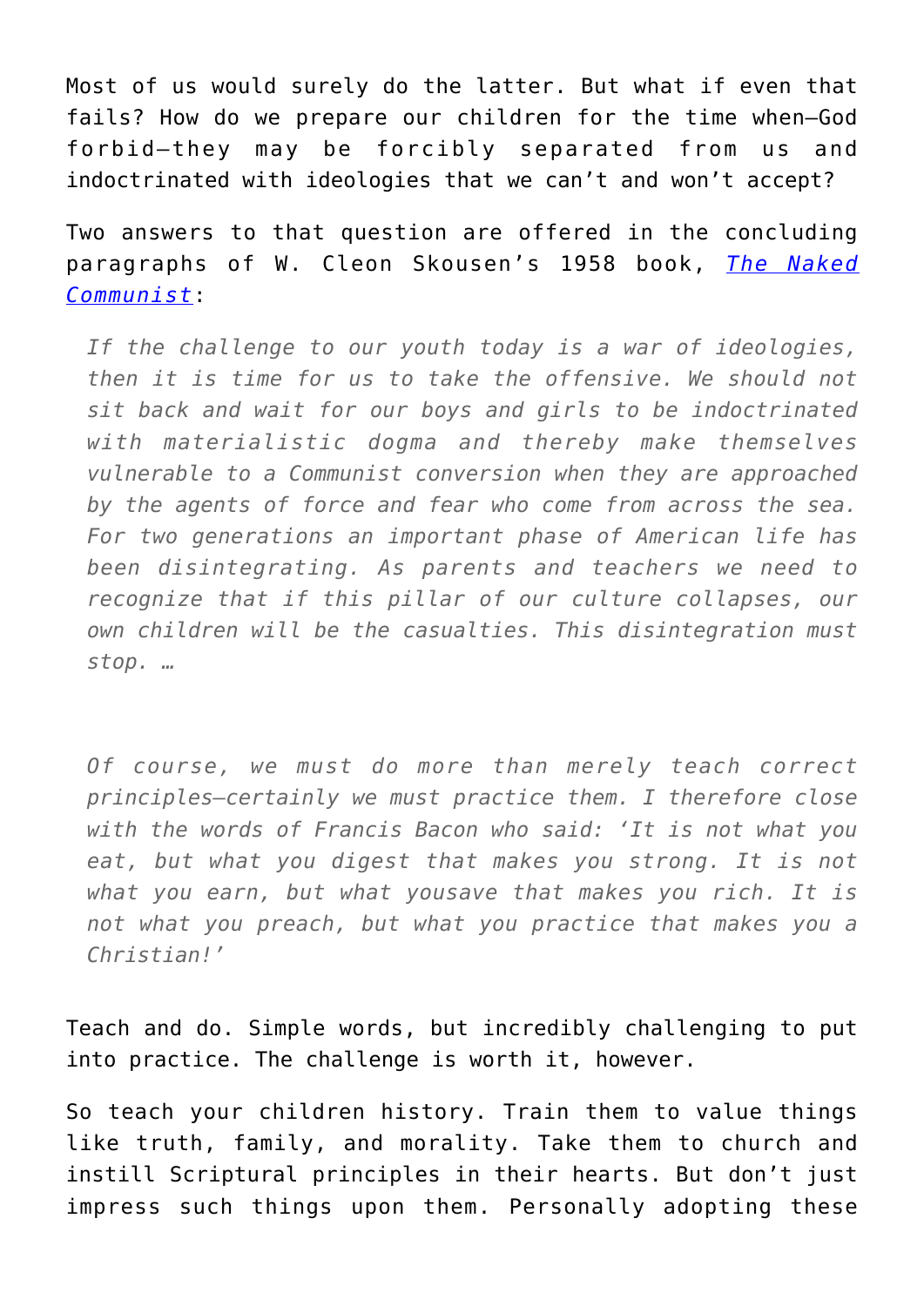Most of us would surely do the latter. But what if even that fails? How do we prepare our children for the time when—God forbid—they may be forcibly separated from us and indoctrinated with ideologies that we can't and won't accept?

Two answers to that question are offered in the concluding paragraphs of W. Cleon Skousen's 1958 book, [*The Naked Communist*]():

> *If the challenge to our youth today is a war of ideologies, then it is time for us to take the offensive. We should not sit back and wait for our boys and girls to be indoctrinated with materialistic dogma and thereby make themselves vulnerable to a Communist conversion when they are approached by the agents of force and fear who come from across the sea. For two generations an important phase of American life has been disintegrating. As parents and teachers we need to recognize that if this pillar of our culture collapses, our own children will be the casualties. This disintegration must stop. …*
>
> *Of course, we must do more than merely teach correct principles—certainly we must practice them. I therefore close with the words of Francis Bacon who said: 'It is not what you eat, but what you digest that makes you strong. It is not what you earn, but what yousave that makes you rich. It is not what you preach, but what you practice that makes you a Christian!'*

Teach and do. Simple words, but incredibly challenging to put into practice. The challenge is worth it, however.

So teach your children history. Train them to value things like truth, family, and morality. Take them to church and instill Scriptural principles in their hearts. But don't just impress such things upon them. Personally adopting these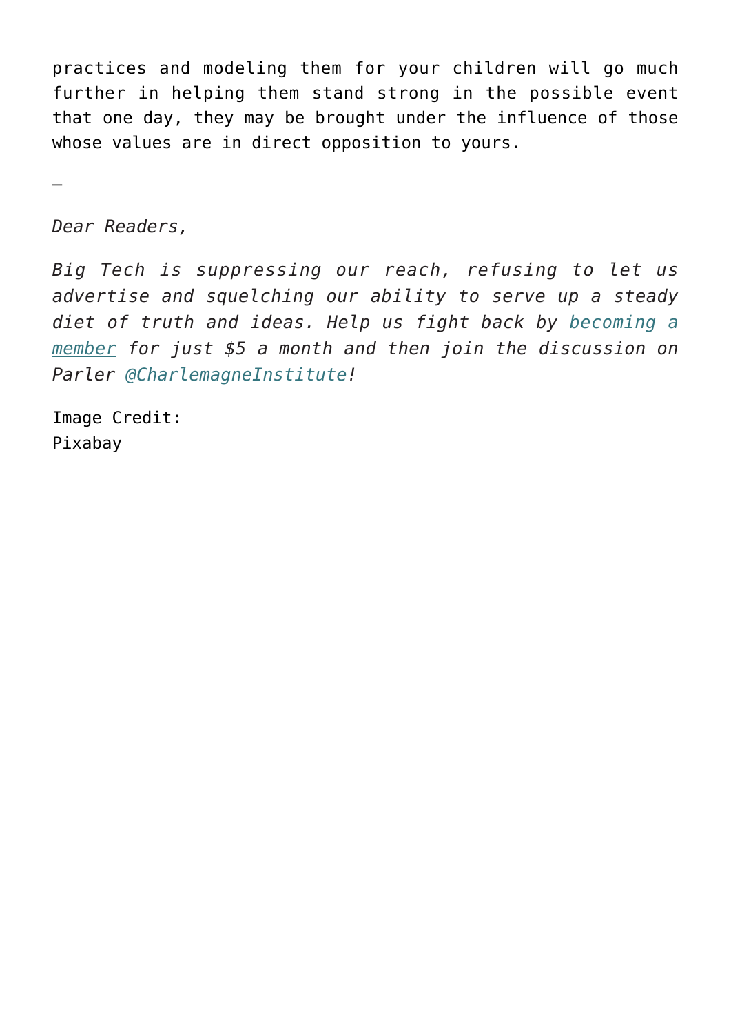practices and modeling them for your children will go much further in helping them stand strong in the possible event that one day, they may be brought under the influence of those whose values are in direct opposition to yours.

—

*Dear Readers,*

*Big Tech is suppressing our reach, refusing to let us advertise and squelching our ability to serve up a steady diet of truth and ideas. Help us fight back by becoming a member for just $5 a month and then join the discussion on Parler @CharlemagneInstitute!*

Image Credit:
Pixabay